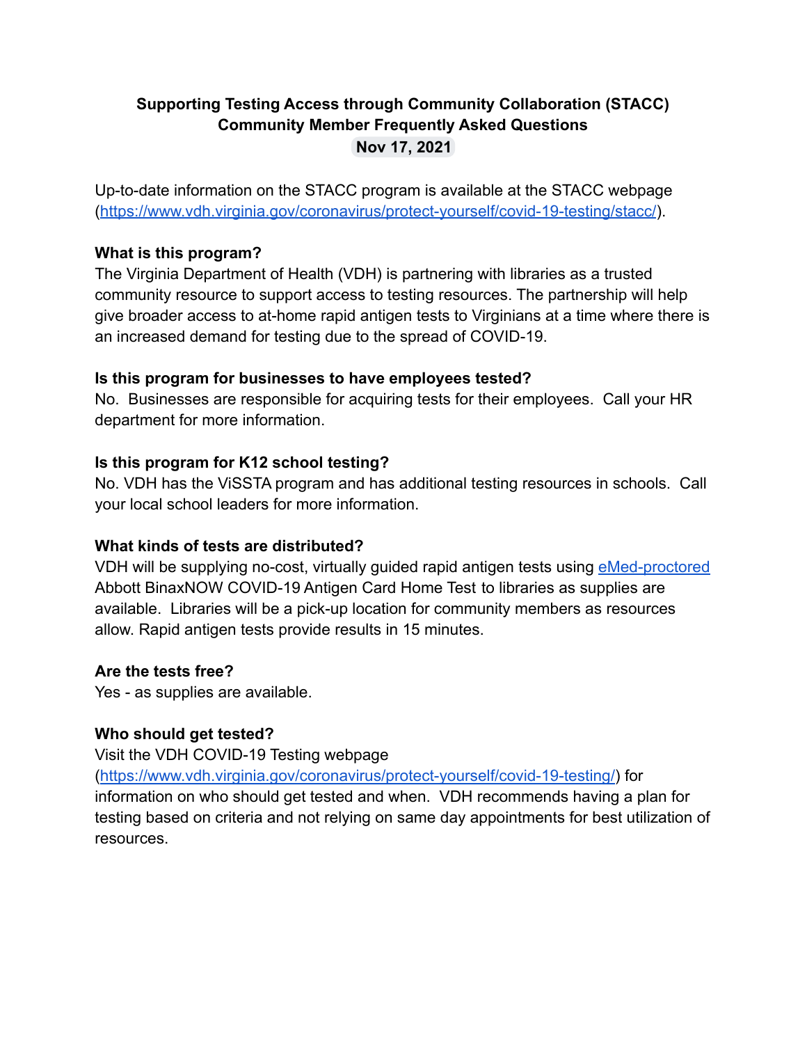**Supporting Testing Access through Community Collaboration (STACC)**
**Community Member Frequently Asked Questions**
**Nov 17, 2021**

Up-to-date information on the STACC program is available at the STACC webpage (https://www.vdh.virginia.gov/coronavirus/protect-yourself/covid-19-testing/stacc/).

**What is this program?**

The Virginia Department of Health (VDH) is partnering with libraries as a trusted community resource to support access to testing resources. The partnership will help give broader access to at-home rapid antigen tests to Virginians at a time where there is an increased demand for testing due to the spread of COVID-19.

**Is this program for businesses to have employees tested?**

No. Businesses are responsible for acquiring tests for their employees. Call your HR department for more information.

**Is this program for K12 school testing?**

No. VDH has the ViSSTA program and has additional testing resources in schools. Call your local school leaders for more information.

**What kinds of tests are distributed?**

VDH will be supplying no-cost, virtually guided rapid antigen tests using eMed-proctored Abbott BinaxNOW COVID-19 Antigen Card Home Test to libraries as supplies are available. Libraries will be a pick-up location for community members as resources allow. Rapid antigen tests provide results in 15 minutes.

**Are the tests free?**

Yes - as supplies are available.

**Who should get tested?**

Visit the VDH COVID-19 Testing webpage (https://www.vdh.virginia.gov/coronavirus/protect-yourself/covid-19-testing/) for information on who should get tested and when. VDH recommends having a plan for testing based on criteria and not relying on same day appointments for best utilization of resources.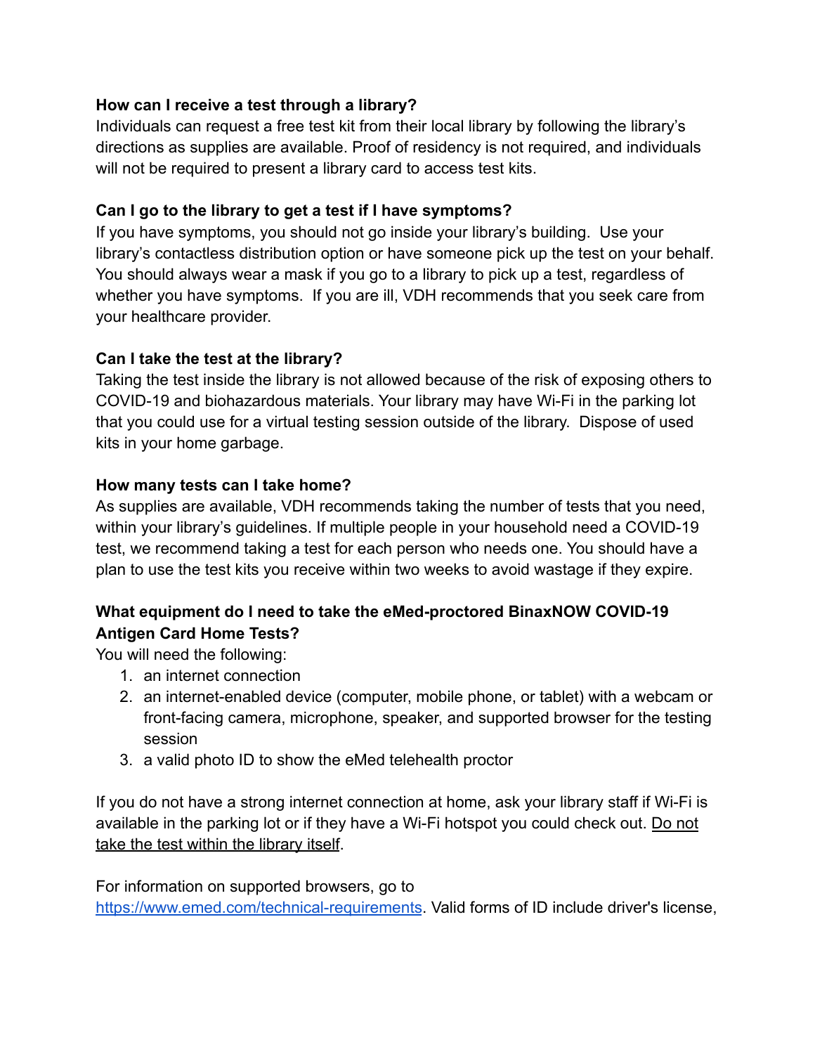**How can I receive a test through a library?**
Individuals can request a free test kit from their local library by following the library's directions as supplies are available. Proof of residency is not required, and individuals will not be required to present a library card to access test kits.

**Can I go to the library to get a test if I have symptoms?**
If you have symptoms, you should not go inside your library's building. Use your library's contactless distribution option or have someone pick up the test on your behalf. You should always wear a mask if you go to a library to pick up a test, regardless of whether you have symptoms. If you are ill, VDH recommends that you seek care from your healthcare provider.

**Can I take the test at the library?**
Taking the test inside the library is not allowed because of the risk of exposing others to COVID-19 and biohazardous materials. Your library may have Wi-Fi in the parking lot that you could use for a virtual testing session outside of the library. Dispose of used kits in your home garbage.

**How many tests can I take home?**
As supplies are available, VDH recommends taking the number of tests that you need, within your library's guidelines. If multiple people in your household need a COVID-19 test, we recommend taking a test for each person who needs one. You should have a plan to use the test kits you receive within two weeks to avoid wastage if they expire.

**What equipment do I need to take the eMed-proctored BinaxNOW COVID-19 Antigen Card Home Tests?**
You will need the following:

1. an internet connection
2. an internet-enabled device (computer, mobile phone, or tablet) with a webcam or front-facing camera, microphone, speaker, and supported browser for the testing session
3. a valid photo ID to show the eMed telehealth proctor

If you do not have a strong internet connection at home, ask your library staff if Wi-Fi is available in the parking lot or if they have a Wi-Fi hotspot you could check out. Do not take the test within the library itself.

For information on supported browsers, go to [https://www.emed.com/technical-requirements](https://www.emed.com/technical-requirements). Valid forms of ID include driver's license,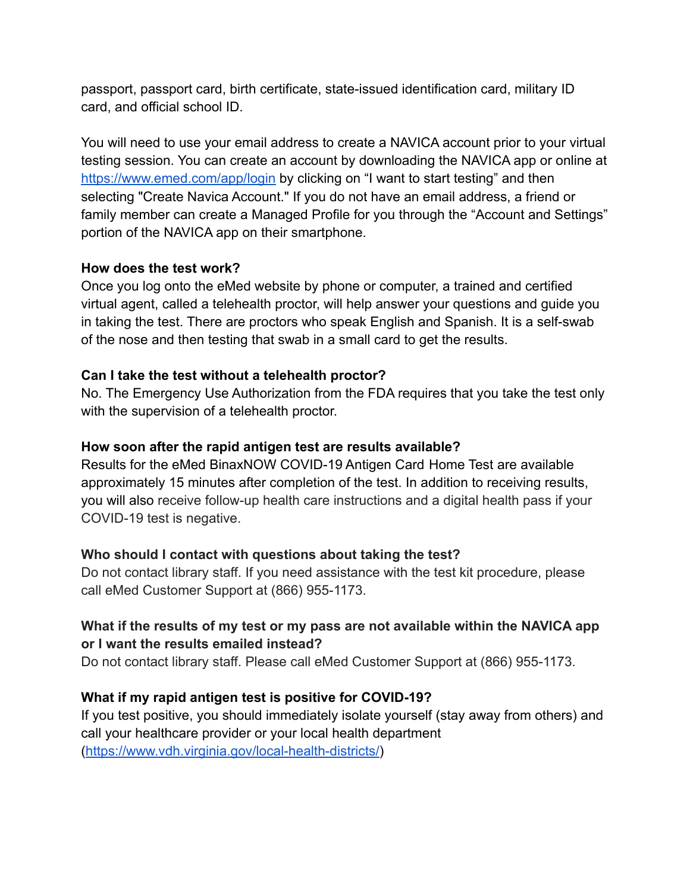passport, passport card, birth certificate, state-issued identification card, military ID card, and official school ID.

You will need to use your email address to create a NAVICA account prior to your virtual testing session. You can create an account by downloading the NAVICA app or online at [https://www.emed.com/app/login](https://www.emed.com/app/login) by clicking on "I want to start testing" and then selecting "Create Navica Account." If you do not have an email address, a friend or family member can create a Managed Profile for you through the "Account and Settings" portion of the NAVICA app on their smartphone.

**How does the test work?**

Once you log onto the eMed website by phone or computer, a trained and certified virtual agent, called a telehealth proctor, will help answer your questions and guide you in taking the test. There are proctors who speak English and Spanish. It is a self-swab of the nose and then testing that swab in a small card to get the results.

**Can I take the test without a telehealth proctor?**

No. The Emergency Use Authorization from the FDA requires that you take the test only with the supervision of a telehealth proctor.

**How soon after the rapid antigen test are results available?**

Results for the eMed BinaxNOW COVID-19 Antigen Card Home Test are available approximately 15 minutes after completion of the test. In addition to receiving results, you will also receive follow-up health care instructions and a digital health pass if your COVID-19 test is negative.

**Who should I contact with questions about taking the test?**

Do not contact library staff. If you need assistance with the test kit procedure, please call eMed Customer Support at (866) 955-1173.

**What if the results of my test or my pass are not available within the NAVICA app or I want the results emailed instead?**

Do not contact library staff. Please call eMed Customer Support at (866) 955-1173.

**What if my rapid antigen test is positive for COVID-19?**

If you test positive, you should immediately isolate yourself (stay away from others) and call your healthcare provider or your local health department ([https://www.vdh.virginia.gov/local-health-districts/](https://www.vdh.virginia.gov/local-health-districts/))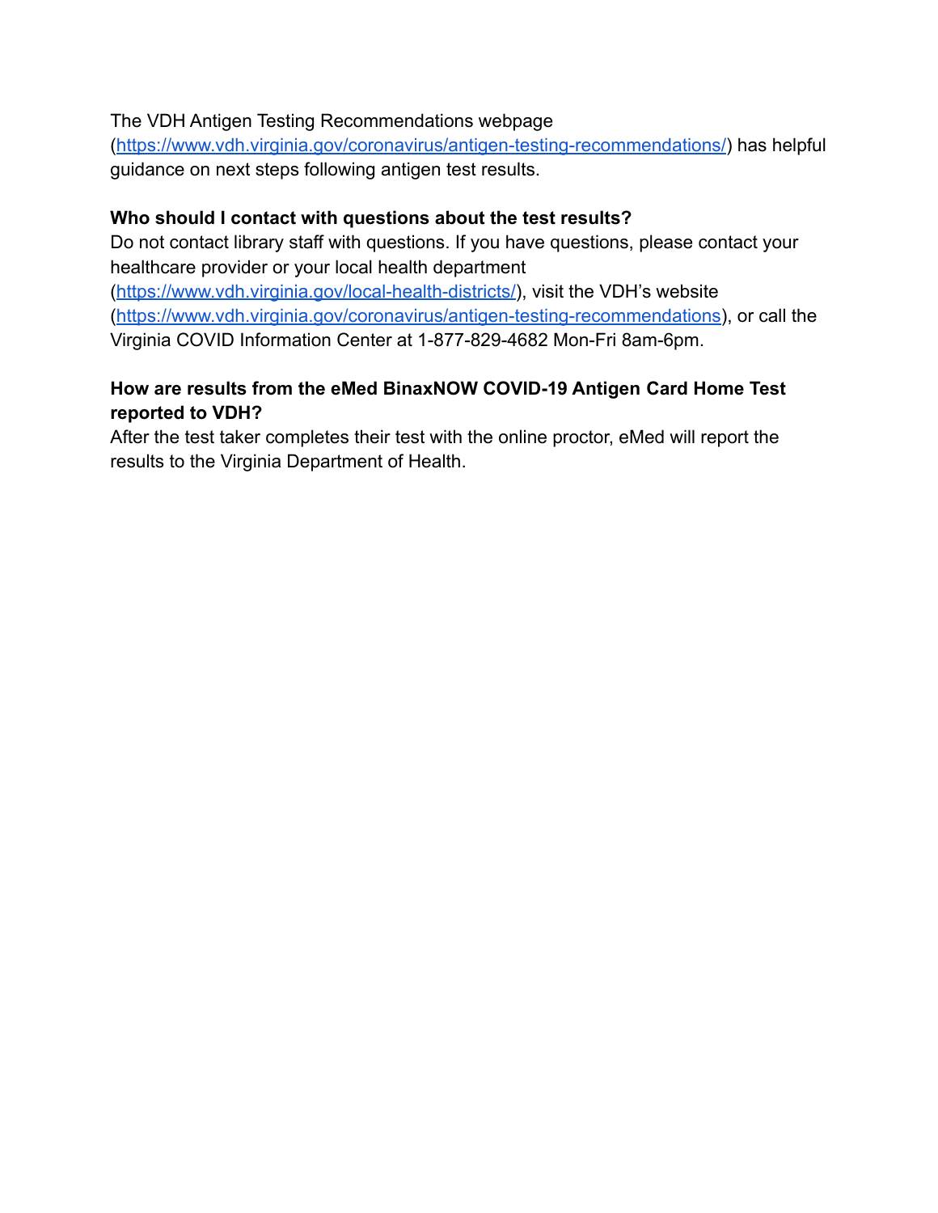The VDH Antigen Testing Recommendations webpage (https://www.vdh.virginia.gov/coronavirus/antigen-testing-recommendations/) has helpful guidance on next steps following antigen test results.

**Who should I contact with questions about the test results?**

Do not contact library staff with questions. If you have questions, please contact your healthcare provider or your local health department (https://www.vdh.virginia.gov/local-health-districts/), visit the VDH's website (https://www.vdh.virginia.gov/coronavirus/antigen-testing-recommendations), or call the Virginia COVID Information Center at 1-877-829-4682 Mon-Fri 8am-6pm.

**How are results from the eMed BinaxNOW COVID-19 Antigen Card Home Test reported to VDH?**

After the test taker completes their test with the online proctor, eMed will report the results to the Virginia Department of Health.